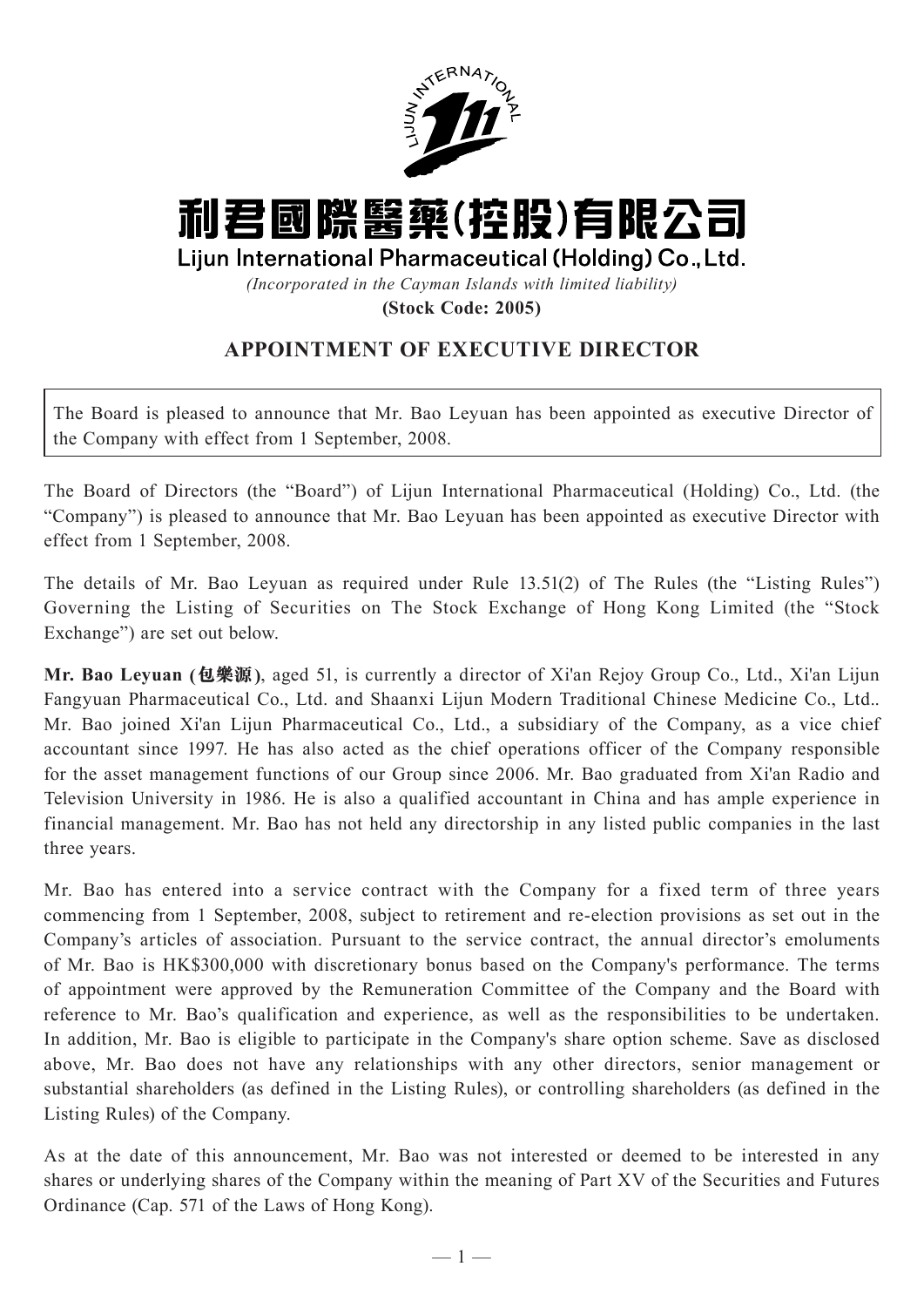# 利君國際醫藥(控股)有限公司

**Lijun International Pharmaceutical (Holding) Co., Ltd.**

*(Incorporated in the Cayman Islands with limited liability)*

**(Stock Code: 2005)**

## APPOINTMENT OF EXECUTIVE DIRECTOR

The Board is pleased to announce that Mr. Bao Leyuan has been appointed as executive Director of the Company with effect from 1 September, 2008.

The Board of Directors (the "Board") of Lijun International Pharmaceutical (Holding) Co., Ltd. (the "Company") is pleased to announce that Mr. Bao Leyuan has been appointed as executive Director with effect from 1 September, 2008.

The details of Mr. Bao Leyuan as required under Rule 13.51(2) of The Rules (the "Listing Rules") Governing the Listing of Securities on The Stock Exchange of Hong Kong Limited (the "Stock Exchange") are set out below.

**Mr. Bao Leyuan (包樂源)**, aged 51, is currently a director of Xi'an Rejoy Group Co., Ltd., Xi'an Lijun Fangyuan Pharmaceutical Co., Ltd. and Shaanxi Lijun Modern Traditional Chinese Medicine Co., Ltd.. Mr. Bao joined Xi'an Lijun Pharmaceutical Co., Ltd., a subsidiary of the Company, as a vice chief accountant since 1997. He has also acted as the chief operations officer of the Company responsible for the asset management functions of our Group since 2006. Mr. Bao graduated from Xi'an Radio and Television University in 1986. He is also a qualified accountant in China and has ample experience in financial management. Mr. Bao has not held any directorship in any listed public companies in the last three years.

Mr. Bao has entered into a service contract with the Company for a fixed term of three years commencing from 1 September, 2008, subject to retirement and re-election provisions as set out in the Company's articles of association. Pursuant to the service contract, the annual director's emoluments of Mr. Bao is HK$300,000 with discretionary bonus based on the Company's performance. The terms of appointment were approved by the Remuneration Committee of the Company and the Board with reference to Mr. Bao's qualification and experience, as well as the responsibilities to be undertaken. In addition, Mr. Bao is eligible to participate in the Company's share option scheme. Save as disclosed above, Mr. Bao does not have any relationships with any other directors, senior management or substantial shareholders (as defined in the Listing Rules), or controlling shareholders (as defined in the Listing Rules) of the Company.

As at the date of this announcement, Mr. Bao was not interested or deemed to be interested in any shares or underlying shares of the Company within the meaning of Part XV of the Securities and Futures Ordinance (Cap. 571 of the Laws of Hong Kong).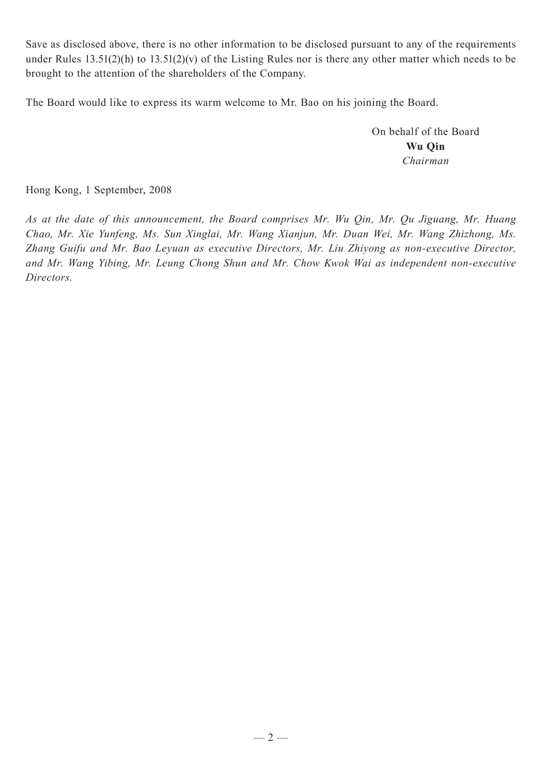Save as disclosed above, there is no other information to be disclosed pursuant to any of the requirements under Rules 13.51(2)(h) to 13.51(2)(v) of the Listing Rules nor is there any other matter which needs to be brought to the attention of the shareholders of the Company.

The Board would like to express its warm welcome to Mr. Bao on his joining the Board.

On behalf of the Board
**Wu Qin**
*Chairman*

Hong Kong, 1 September, 2008

*As at the date of this announcement, the Board comprises Mr. Wu Qin, Mr. Qu Jiguang, Mr. Huang Chao, Mr. Xie Yunfeng, Ms. Sun Xinglai, Mr. Wang Xianjun, Mr. Duan Wei, Mr. Wang Zhizhong, Ms. Zhang Guifu and Mr. Bao Leyuan as executive Directors, Mr. Liu Zhiyong as non-executive Director, and Mr. Wang Yibing, Mr. Leung Chong Shun and Mr. Chow Kwok Wai as independent non-executive Directors.*